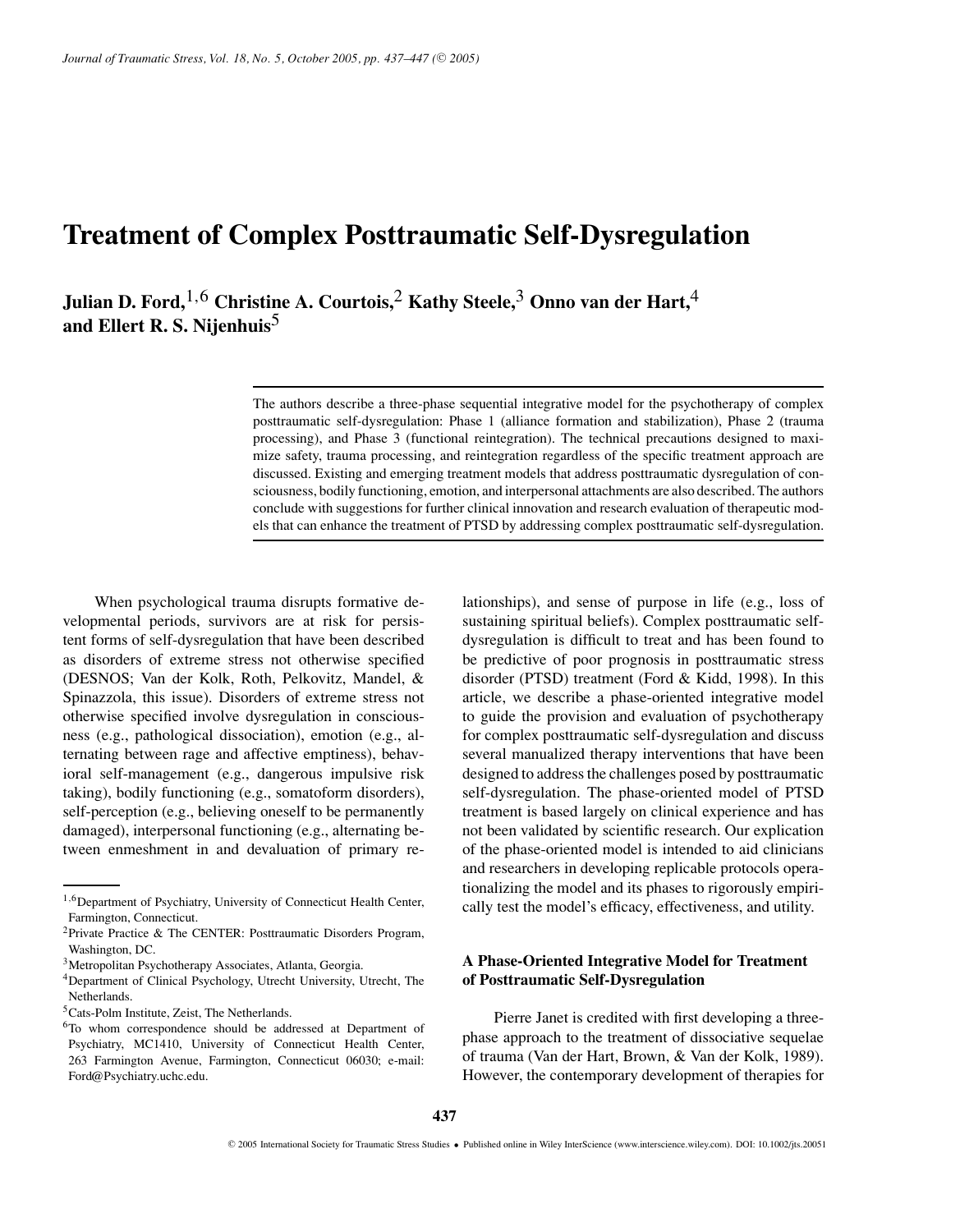# Treatment of Complex Posttraumatic Self-Dysregulation

**Julian D. Ford,[1,6] Christine A. Courtois,[2] Kathy Steele,[3] Onno van der Hart,[4] and Ellert R. S. Nijenhuis[5]**

The authors describe a three-phase sequential integrative model for the psychotherapy of complex posttraumatic self-dysregulation: Phase 1 (alliance formation and stabilization), Phase 2 (trauma processing), and Phase 3 (functional reintegration). The technical precautions designed to maximize safety, trauma processing, and reintegration regardless of the specific treatment approach are discussed. Existing and emerging treatment models that address posttraumatic dysregulation of consciousness, bodily functioning, emotion, and interpersonal attachments are also described. The authors conclude with suggestions for further clinical innovation and research evaluation of therapeutic models that can enhance the treatment of PTSD by addressing complex posttraumatic self-dysregulation.

When psychological trauma disrupts formative developmental periods, survivors are at risk for persistent forms of self-dysregulation that have been described as disorders of extreme stress not otherwise specified (DESNOS; Van der Kolk, Roth, Pelkovitz, Mandel, & Spinazzola, this issue). Disorders of extreme stress not otherwise specified involve dysregulation in consciousness (e.g., pathological dissociation), emotion (e.g., alternating between rage and affective emptiness), behavioral self-management (e.g., dangerous impulsive risk taking), bodily functioning (e.g., somatoform disorders), self-perception (e.g., believing oneself to be permanently damaged), interpersonal functioning (e.g., alternating between enmeshment in and devaluation of primary relationships), and sense of purpose in life (e.g., loss of sustaining spiritual beliefs). Complex posttraumatic self-dysregulation is difficult to treat and has been found to be predictive of poor prognosis in posttraumatic stress disorder (PTSD) treatment (Ford & Kidd, 1998). In this article, we describe a phase-oriented integrative model to guide the provision and evaluation of psychotherapy for complex posttraumatic self-dysregulation and discuss several manualized therapy interventions that have been designed to address the challenges posed by posttraumatic self-dysregulation. The phase-oriented model of PTSD treatment is based largely on clinical experience and has not been validated by scientific research. Our explication of the phase-oriented model is intended to aid clinicians and researchers in developing replicable protocols operationalizing the model and its phases to rigorously empirically test the model's efficacy, effectiveness, and utility.

## A Phase-Oriented Integrative Model for Treatment of Posttraumatic Self-Dysregulation

Pierre Janet is credited with first developing a three-phase approach to the treatment of dissociative sequelae of trauma (Van der Hart, Brown, & Van der Kolk, 1989). However, the contemporary development of therapies for

---

[1,6] Department of Psychiatry, University of Connecticut Health Center, Farmington, Connecticut.

[2] Private Practice & The CENTER: Posttraumatic Disorders Program, Washington, DC.

[3] Metropolitan Psychotherapy Associates, Atlanta, Georgia.

[4] Department of Clinical Psychology, Utrecht University, Utrecht, The Netherlands.

[5] Cats-Polm Institute, Zeist, The Netherlands.

[6] To whom correspondence should be addressed at Department of Psychiatry, MC1410, University of Connecticut Health Center, 263 Farmington Avenue, Farmington, Connecticut 06030; e-mail: Ford@Psychiatry.uchc.edu.

© 2005 International Society for Traumatic Stress Studies • Published online in Wiley InterScience (www.interscience.wiley.com). DOI: 10.1002/jts.20051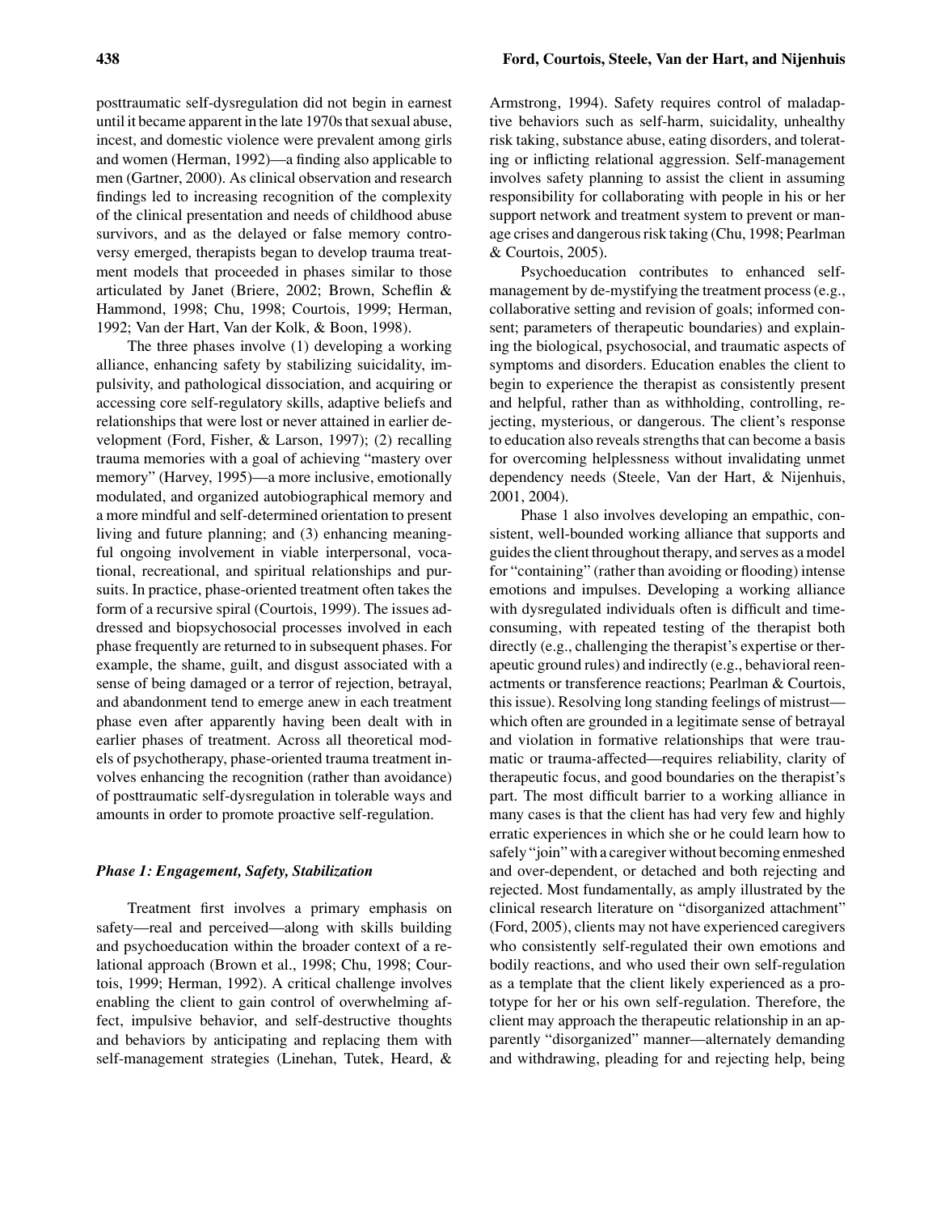posttraumatic self-dysregulation did not begin in earnest until it became apparent in the late 1970s that sexual abuse, incest, and domestic violence were prevalent among girls and women (Herman, 1992)—a finding also applicable to men (Gartner, 2000). As clinical observation and research findings led to increasing recognition of the complexity of the clinical presentation and needs of childhood abuse survivors, and as the delayed or false memory controversy emerged, therapists began to develop trauma treatment models that proceeded in phases similar to those articulated by Janet (Briere, 2002; Brown, Scheflin & Hammond, 1998; Chu, 1998; Courtois, 1999; Herman, 1992; Van der Hart, Van der Kolk, & Boon, 1998).

The three phases involve (1) developing a working alliance, enhancing safety by stabilizing suicidality, impulsivity, and pathological dissociation, and acquiring or accessing core self-regulatory skills, adaptive beliefs and relationships that were lost or never attained in earlier development (Ford, Fisher, & Larson, 1997); (2) recalling trauma memories with a goal of achieving "mastery over memory" (Harvey, 1995)—a more inclusive, emotionally modulated, and organized autobiographical memory and a more mindful and self-determined orientation to present living and future planning; and (3) enhancing meaningful ongoing involvement in viable interpersonal, vocational, recreational, and spiritual relationships and pursuits. In practice, phase-oriented treatment often takes the form of a recursive spiral (Courtois, 1999). The issues addressed and biopsychosocial processes involved in each phase frequently are returned to in subsequent phases. For example, the shame, guilt, and disgust associated with a sense of being damaged or a terror of rejection, betrayal, and abandonment tend to emerge anew in each treatment phase even after apparently having been dealt with in earlier phases of treatment. Across all theoretical models of psychotherapy, phase-oriented trauma treatment involves enhancing the recognition (rather than avoidance) of posttraumatic self-dysregulation in tolerable ways and amounts in order to promote proactive self-regulation.

### *Phase 1: Engagement, Safety, Stabilization*

Treatment first involves a primary emphasis on safety—real and perceived—along with skills building and psychoeducation within the broader context of a relational approach (Brown et al., 1998; Chu, 1998; Courtois, 1999; Herman, 1992). A critical challenge involves enabling the client to gain control of overwhelming affect, impulsive behavior, and self-destructive thoughts and behaviors by anticipating and replacing them with self-management strategies (Linehan, Tutek, Heard, & Armstrong, 1994). Safety requires control of maladaptive behaviors such as self-harm, suicidality, unhealthy risk taking, substance abuse, eating disorders, and tolerating or inflicting relational aggression. Self-management involves safety planning to assist the client in assuming responsibility for collaborating with people in his or her support network and treatment system to prevent or manage crises and dangerous risk taking (Chu, 1998; Pearlman & Courtois, 2005).

Psychoeducation contributes to enhanced self-management by de-mystifying the treatment process (e.g., collaborative setting and revision of goals; informed consent; parameters of therapeutic boundaries) and explaining the biological, psychosocial, and traumatic aspects of symptoms and disorders. Education enables the client to begin to experience the therapist as consistently present and helpful, rather than as withholding, controlling, rejecting, mysterious, or dangerous. The client's response to education also reveals strengths that can become a basis for overcoming helplessness without invalidating unmet dependency needs (Steele, Van der Hart, & Nijenhuis, 2001, 2004).

Phase 1 also involves developing an empathic, consistent, well-bounded working alliance that supports and guides the client throughout therapy, and serves as a model for "containing" (rather than avoiding or flooding) intense emotions and impulses. Developing a working alliance with dysregulated individuals often is difficult and time-consuming, with repeated testing of the therapist both directly (e.g., challenging the therapist's expertise or therapeutic ground rules) and indirectly (e.g., behavioral reenactments or transference reactions; Pearlman & Courtois, this issue). Resolving long standing feelings of mistrust—which often are grounded in a legitimate sense of betrayal and violation in formative relationships that were traumatic or trauma-affected—requires reliability, clarity of therapeutic focus, and good boundaries on the therapist's part. The most difficult barrier to a working alliance in many cases is that the client has had very few and highly erratic experiences in which she or he could learn how to safely "join" with a caregiver without becoming enmeshed and over-dependent, or detached and both rejecting and rejected. Most fundamentally, as amply illustrated by the clinical research literature on "disorganized attachment" (Ford, 2005), clients may not have experienced caregivers who consistently self-regulated their own emotions and bodily reactions, and who used their own self-regulation as a template that the client likely experienced as a prototype for her or his own self-regulation. Therefore, the client may approach the therapeutic relationship in an apparently "disorganized" manner—alternately demanding and withdrawing, pleading for and rejecting help, being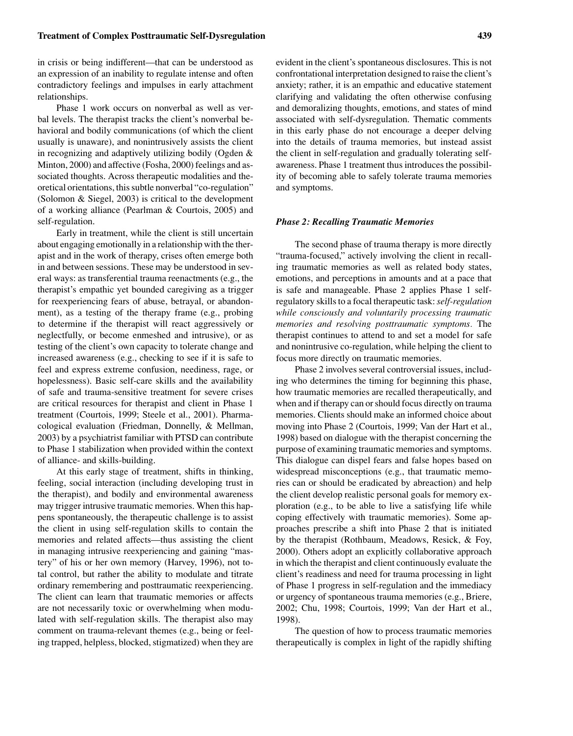in crisis or being indifferent—that can be understood as an expression of an inability to regulate intense and often contradictory feelings and impulses in early attachment relationships.

Phase 1 work occurs on nonverbal as well as verbal levels. The therapist tracks the client's nonverbal behavioral and bodily communications (of which the client usually is unaware), and nonintrusively assists the client in recognizing and adaptively utilizing bodily (Ogden & Minton, 2000) and affective (Fosha, 2000) feelings and associated thoughts. Across therapeutic modalities and theoretical orientations, this subtle nonverbal "co-regulation" (Solomon & Siegel, 2003) is critical to the development of a working alliance (Pearlman & Courtois, 2005) and self-regulation.

Early in treatment, while the client is still uncertain about engaging emotionally in a relationship with the therapist and in the work of therapy, crises often emerge both in and between sessions. These may be understood in several ways: as transferential trauma reenactments (e.g., the therapist's empathic yet bounded caregiving as a trigger for reexperiencing fears of abuse, betrayal, or abandonment), as a testing of the therapy frame (e.g., probing to determine if the therapist will react aggressively or neglectfully, or become enmeshed and intrusive), or as testing of the client's own capacity to tolerate change and increased awareness (e.g., checking to see if it is safe to feel and express extreme confusion, neediness, rage, or hopelessness). Basic self-care skills and the availability of safe and trauma-sensitive treatment for severe crises are critical resources for therapist and client in Phase 1 treatment (Courtois, 1999; Steele et al., 2001). Pharmacological evaluation (Friedman, Donnelly, & Mellman, 2003) by a psychiatrist familiar with PTSD can contribute to Phase 1 stabilization when provided within the context of alliance- and skills-building.

At this early stage of treatment, shifts in thinking, feeling, social interaction (including developing trust in the therapist), and bodily and environmental awareness may trigger intrusive traumatic memories. When this happens spontaneously, the therapeutic challenge is to assist the client in using self-regulation skills to contain the memories and related affects—thus assisting the client in managing intrusive reexperiencing and gaining "mastery" of his or her own memory (Harvey, 1996), not total control, but rather the ability to modulate and titrate ordinary remembering and posttraumatic reexperiencing. The client can learn that traumatic memories or affects are not necessarily toxic or overwhelming when modulated with self-regulation skills. The therapist also may comment on trauma-relevant themes (e.g., being or feeling trapped, helpless, blocked, stigmatized) when they are evident in the client's spontaneous disclosures. This is not confrontational interpretation designed to raise the client's anxiety; rather, it is an empathic and educative statement clarifying and validating the often otherwise confusing and demoralizing thoughts, emotions, and states of mind associated with self-dysregulation. Thematic comments in this early phase do not encourage a deeper delving into the details of trauma memories, but instead assist the client in self-regulation and gradually tolerating self-awareness. Phase 1 treatment thus introduces the possibility of becoming able to safely tolerate trauma memories and symptoms.

### *Phase 2: Recalling Traumatic Memories*

The second phase of trauma therapy is more directly "trauma-focused," actively involving the client in recalling traumatic memories as well as related body states, emotions, and perceptions in amounts and at a pace that is safe and manageable. Phase 2 applies Phase 1 self-regulatory skills to a focal therapeutic task: *self-regulation while consciously and voluntarily processing traumatic memories and resolving posttraumatic symptoms.* The therapist continues to attend to and set a model for safe and nonintrusive co-regulation, while helping the client to focus more directly on traumatic memories.

Phase 2 involves several controversial issues, including who determines the timing for beginning this phase, how traumatic memories are recalled therapeutically, and when and if therapy can or should focus directly on trauma memories. Clients should make an informed choice about moving into Phase 2 (Courtois, 1999; Van der Hart et al., 1998) based on dialogue with the therapist concerning the purpose of examining traumatic memories and symptoms. This dialogue can dispel fears and false hopes based on widespread misconceptions (e.g., that traumatic memories can or should be eradicated by abreaction) and help the client develop realistic personal goals for memory exploration (e.g., to be able to live a satisfying life while coping effectively with traumatic memories). Some approaches prescribe a shift into Phase 2 that is initiated by the therapist (Rothbaum, Meadows, Resick, & Foy, 2000). Others adopt an explicitly collaborative approach in which the therapist and client continuously evaluate the client's readiness and need for trauma processing in light of Phase 1 progress in self-regulation and the immediacy or urgency of spontaneous trauma memories (e.g., Briere, 2002; Chu, 1998; Courtois, 1999; Van der Hart et al., 1998).

The question of how to process traumatic memories therapeutically is complex in light of the rapidly shifting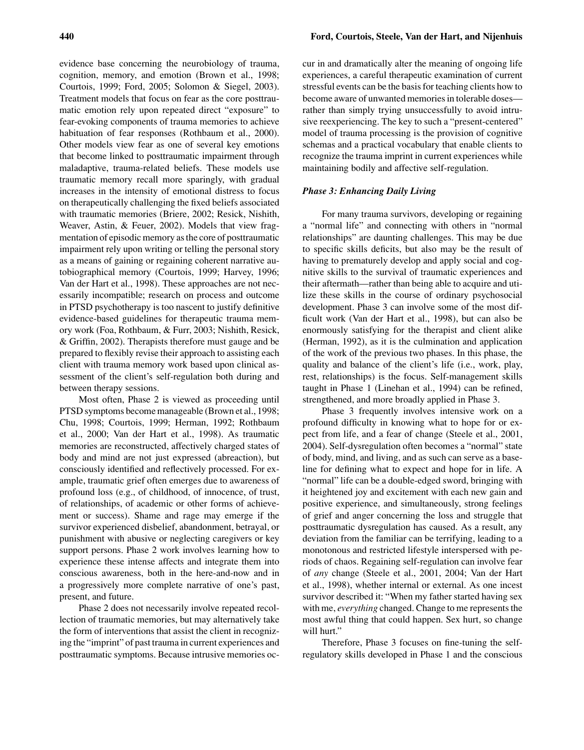evidence base concerning the neurobiology of trauma, cognition, memory, and emotion (Brown et al., 1998; Courtois, 1999; Ford, 2005; Solomon & Siegel, 2003). Treatment models that focus on fear as the core posttraumatic emotion rely upon repeated direct "exposure" to fear-evoking components of trauma memories to achieve habituation of fear responses (Rothbaum et al., 2000). Other models view fear as one of several key emotions that become linked to posttraumatic impairment through maladaptive, trauma-related beliefs. These models use traumatic memory recall more sparingly, with gradual increases in the intensity of emotional distress to focus on therapeutically challenging the fixed beliefs associated with traumatic memories (Briere, 2002; Resick, Nishith, Weaver, Astin, & Feuer, 2002). Models that view fragmentation of episodic memory as the core of posttraumatic impairment rely upon writing or telling the personal story as a means of gaining or regaining coherent narrative autobiographical memory (Courtois, 1999; Harvey, 1996; Van der Hart et al., 1998). These approaches are not necessarily incompatible; research on process and outcome in PTSD psychotherapy is too nascent to justify definitive evidence-based guidelines for therapeutic trauma memory work (Foa, Rothbaum, & Furr, 2003; Nishith, Resick, & Griffin, 2002). Therapists therefore must gauge and be prepared to flexibly revise their approach to assisting each client with trauma memory work based upon clinical assessment of the client's self-regulation both during and between therapy sessions.

Most often, Phase 2 is viewed as proceeding until PTSD symptoms become manageable (Brown et al., 1998; Chu, 1998; Courtois, 1999; Herman, 1992; Rothbaum et al., 2000; Van der Hart et al., 1998). As traumatic memories are reconstructed, affectively charged states of body and mind are not just expressed (abreaction), but consciously identified and reflectively processed. For example, traumatic grief often emerges due to awareness of profound loss (e.g., of childhood, of innocence, of trust, of relationships, of academic or other forms of achievement or success). Shame and rage may emerge if the survivor experienced disbelief, abandonment, betrayal, or punishment with abusive or neglecting caregivers or key support persons. Phase 2 work involves learning how to experience these intense affects and integrate them into conscious awareness, both in the here-and-now and in a progressively more complete narrative of one's past, present, and future.

Phase 2 does not necessarily involve repeated recollection of traumatic memories, but may alternatively take the form of interventions that assist the client in recognizing the "imprint" of past trauma in current experiences and posttraumatic symptoms. Because intrusive memories occur in and dramatically alter the meaning of ongoing life experiences, a careful therapeutic examination of current stressful events can be the basis for teaching clients how to become aware of unwanted memories in tolerable doses—rather than simply trying unsuccessfully to avoid intrusive reexperiencing. The key to such a "present-centered" model of trauma processing is the provision of cognitive schemas and a practical vocabulary that enable clients to recognize the trauma imprint in current experiences while maintaining bodily and affective self-regulation.

### *Phase 3: Enhancing Daily Living*

For many trauma survivors, developing or regaining a "normal life" and connecting with others in "normal relationships" are daunting challenges. This may be due to specific skills deficits, but also may be the result of having to prematurely develop and apply social and cognitive skills to the survival of traumatic experiences and their aftermath—rather than being able to acquire and utilize these skills in the course of ordinary psychosocial development. Phase 3 can involve some of the most difficult work (Van der Hart et al., 1998), but can also be enormously satisfying for the therapist and client alike (Herman, 1992), as it is the culmination and application of the work of the previous two phases. In this phase, the quality and balance of the client's life (i.e., work, play, rest, relationships) is the focus. Self-management skills taught in Phase 1 (Linehan et al., 1994) can be refined, strengthened, and more broadly applied in Phase 3.

Phase 3 frequently involves intensive work on a profound difficulty in knowing what to hope for or expect from life, and a fear of change (Steele et al., 2001, 2004). Self-dysregulation often becomes a "normal" state of body, mind, and living, and as such can serve as a baseline for defining what to expect and hope for in life. A "normal" life can be a double-edged sword, bringing with it heightened joy and excitement with each new gain and positive experience, and simultaneously, strong feelings of grief and anger concerning the loss and struggle that posttraumatic dysregulation has caused. As a result, any deviation from the familiar can be terrifying, leading to a monotonous and restricted lifestyle interspersed with periods of chaos. Regaining self-regulation can involve fear of *any* change (Steele et al., 2001, 2004; Van der Hart et al., 1998), whether internal or external. As one incest survivor described it: "When my father started having sex with me, *everything* changed. Change to me represents the most awful thing that could happen. Sex hurt, so change will hurt."

Therefore, Phase 3 focuses on fine-tuning the self-regulatory skills developed in Phase 1 and the conscious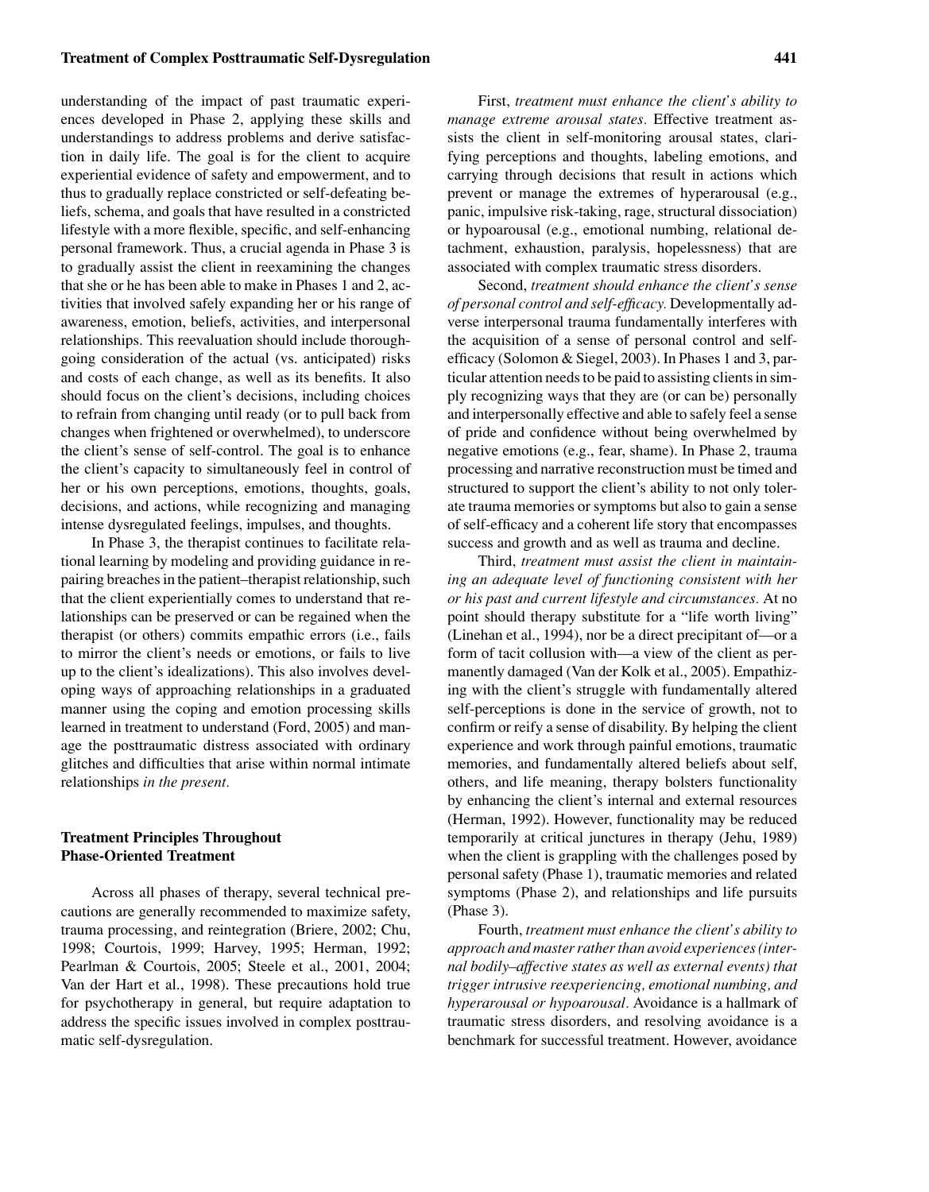understanding of the impact of past traumatic experiences developed in Phase 2, applying these skills and understandings to address problems and derive satisfaction in daily life. The goal is for the client to acquire experiential evidence of safety and empowerment, and to thus to gradually replace constricted or self-defeating beliefs, schema, and goals that have resulted in a constricted lifestyle with a more flexible, specific, and self-enhancing personal framework. Thus, a crucial agenda in Phase 3 is to gradually assist the client in reexamining the changes that she or he has been able to make in Phases 1 and 2, activities that involved safely expanding her or his range of awareness, emotion, beliefs, activities, and interpersonal relationships. This reevaluation should include thoroughgoing consideration of the actual (vs. anticipated) risks and costs of each change, as well as its benefits. It also should focus on the client's decisions, including choices to refrain from changing until ready (or to pull back from changes when frightened or overwhelmed), to underscore the client's sense of self-control. The goal is to enhance the client's capacity to simultaneously feel in control of her or his own perceptions, emotions, thoughts, goals, decisions, and actions, while recognizing and managing intense dysregulated feelings, impulses, and thoughts.

In Phase 3, the therapist continues to facilitate relational learning by modeling and providing guidance in repairing breaches in the patient–therapist relationship, such that the client experientially comes to understand that relationships can be preserved or can be regained when the therapist (or others) commits empathic errors (i.e., fails to mirror the client's needs or emotions, or fails to live up to the client's idealizations). This also involves developing ways of approaching relationships in a graduated manner using the coping and emotion processing skills learned in treatment to understand (Ford, 2005) and manage the posttraumatic distress associated with ordinary glitches and difficulties that arise within normal intimate relationships *in the present*.

## Treatment Principles Throughout Phase-Oriented Treatment

Across all phases of therapy, several technical precautions are generally recommended to maximize safety, trauma processing, and reintegration (Briere, 2002; Chu, 1998; Courtois, 1999; Harvey, 1995; Herman, 1992; Pearlman & Courtois, 2005; Steele et al., 2001, 2004; Van der Hart et al., 1998). These precautions hold true for psychotherapy in general, but require adaptation to address the specific issues involved in complex posttraumatic self-dysregulation.

First, *treatment must enhance the client's ability to manage extreme arousal states*. Effective treatment assists the client in self-monitoring arousal states, clarifying perceptions and thoughts, labeling emotions, and carrying through decisions that result in actions which prevent or manage the extremes of hyperarousal (e.g., panic, impulsive risk-taking, rage, structural dissociation) or hypoarousal (e.g., emotional numbing, relational detachment, exhaustion, paralysis, hopelessness) that are associated with complex traumatic stress disorders.

Second, *treatment should enhance the client's sense of personal control and self-efficacy*. Developmentally adverse interpersonal trauma fundamentally interferes with the acquisition of a sense of personal control and self-efficacy (Solomon & Siegel, 2003). In Phases 1 and 3, particular attention needs to be paid to assisting clients in simply recognizing ways that they are (or can be) personally and interpersonally effective and able to safely feel a sense of pride and confidence without being overwhelmed by negative emotions (e.g., fear, shame). In Phase 2, trauma processing and narrative reconstruction must be timed and structured to support the client's ability to not only tolerate trauma memories or symptoms but also to gain a sense of self-efficacy and a coherent life story that encompasses success and growth and as well as trauma and decline.

Third, *treatment must assist the client in maintaining an adequate level of functioning consistent with her or his past and current lifestyle and circumstances*. At no point should therapy substitute for a "life worth living" (Linehan et al., 1994), nor be a direct precipitant of—or a form of tacit collusion with—a view of the client as permanently damaged (Van der Kolk et al., 2005). Empathizing with the client's struggle with fundamentally altered self-perceptions is done in the service of growth, not to confirm or reify a sense of disability. By helping the client experience and work through painful emotions, traumatic memories, and fundamentally altered beliefs about self, others, and life meaning, therapy bolsters functionality by enhancing the client's internal and external resources (Herman, 1992). However, functionality may be reduced temporarily at critical junctures in therapy (Jehu, 1989) when the client is grappling with the challenges posed by personal safety (Phase 1), traumatic memories and related symptoms (Phase 2), and relationships and life pursuits (Phase 3).

Fourth, *treatment must enhance the client's ability to approach and master rather than avoid experiences (internal bodily–affective states as well as external events) that trigger intrusive reexperiencing, emotional numbing, and hyperarousal or hypoarousal*. Avoidance is a hallmark of traumatic stress disorders, and resolving avoidance is a benchmark for successful treatment. However, avoidance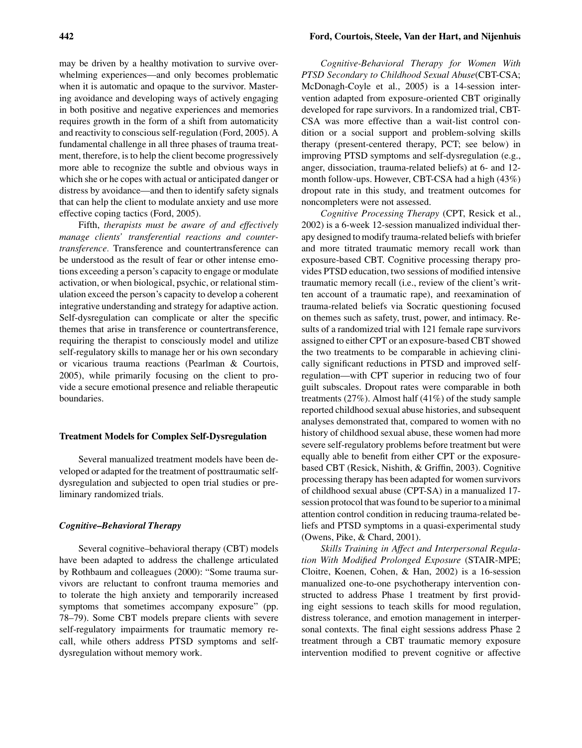may be driven by a healthy motivation to survive overwhelming experiences—and only becomes problematic when it is automatic and opaque to the survivor. Mastering avoidance and developing ways of actively engaging in both positive and negative experiences and memories requires growth in the form of a shift from automaticity and reactivity to conscious self-regulation (Ford, 2005). A fundamental challenge in all three phases of trauma treatment, therefore, is to help the client become progressively more able to recognize the subtle and obvious ways in which she or he copes with actual or anticipated danger or distress by avoidance—and then to identify safety signals that can help the client to modulate anxiety and use more effective coping tactics (Ford, 2005).

Fifth, *therapists must be aware of and effectively manage clients' transferential reactions and countertransference.* Transference and countertransference can be understood as the result of fear or other intense emotions exceeding a person's capacity to engage or modulate activation, or when biological, psychic, or relational stimulation exceed the person's capacity to develop a coherent integrative understanding and strategy for adaptive action. Self-dysregulation can complicate or alter the specific themes that arise in transference or countertransference, requiring the therapist to consciously model and utilize self-regulatory skills to manage her or his own secondary or vicarious trauma reactions (Pearlman & Courtois, 2005), while primarily focusing on the client to provide a secure emotional presence and reliable therapeutic boundaries.

## Treatment Models for Complex Self-Dysregulation

Several manualized treatment models have been developed or adapted for the treatment of posttraumatic self-dysregulation and subjected to open trial studies or preliminary randomized trials.

### *Cognitive–Behavioral Therapy*

Several cognitive–behavioral therapy (CBT) models have been adapted to address the challenge articulated by Rothbaum and colleagues (2000): "Some trauma survivors are reluctant to confront trauma memories and to tolerate the high anxiety and temporarily increased symptoms that sometimes accompany exposure" (pp. 78–79). Some CBT models prepare clients with severe self-regulatory impairments for traumatic memory recall, while others address PTSD symptoms and self-dysregulation without memory work.

*Cognitive-Behavioral Therapy for Women With PTSD Secondary to Childhood Sexual Abuse*(CBT-CSA; McDonagh-Coyle et al., 2005) is a 14-session intervention adapted from exposure-oriented CBT originally developed for rape survivors. In a randomized trial, CBT-CSA was more effective than a wait-list control condition or a social support and problem-solving skills therapy (present-centered therapy, PCT; see below) in improving PTSD symptoms and self-dysregulation (e.g., anger, dissociation, trauma-related beliefs) at 6- and 12-month follow-ups. However, CBT-CSA had a high (43%) dropout rate in this study, and treatment outcomes for noncompleters were not assessed.

*Cognitive Processing Therapy* (CPT, Resick et al., 2002) is a 6-week 12-session manualized individual therapy designed to modify trauma-related beliefs with briefer and more titrated traumatic memory recall work than exposure-based CBT. Cognitive processing therapy provides PTSD education, two sessions of modified intensive traumatic memory recall (i.e., review of the client's written account of a traumatic rape), and reexamination of trauma-related beliefs via Socratic questioning focused on themes such as safety, trust, power, and intimacy. Results of a randomized trial with 121 female rape survivors assigned to either CPT or an exposure-based CBT showed the two treatments to be comparable in achieving clinically significant reductions in PTSD and improved self-regulation—with CPT superior in reducing two of four guilt subscales. Dropout rates were comparable in both treatments (27%). Almost half (41%) of the study sample reported childhood sexual abuse histories, and subsequent analyses demonstrated that, compared to women with no history of childhood sexual abuse, these women had more severe self-regulatory problems before treatment but were equally able to benefit from either CPT or the exposure-based CBT (Resick, Nishith, & Griffin, 2003). Cognitive processing therapy has been adapted for women survivors of childhood sexual abuse (CPT-SA) in a manualized 17-session protocol that was found to be superior to a minimal attention control condition in reducing trauma-related beliefs and PTSD symptoms in a quasi-experimental study (Owens, Pike, & Chard, 2001).

*Skills Training in Affect and Interpersonal Regulation With Modified Prolonged Exposure* (STAIR-MPE; Cloitre, Koenen, Cohen, & Han, 2002) is a 16-session manualized one-to-one psychotherapy intervention constructed to address Phase 1 treatment by first providing eight sessions to teach skills for mood regulation, distress tolerance, and emotion management in interpersonal contexts. The final eight sessions address Phase 2 treatment through a CBT traumatic memory exposure intervention modified to prevent cognitive or affective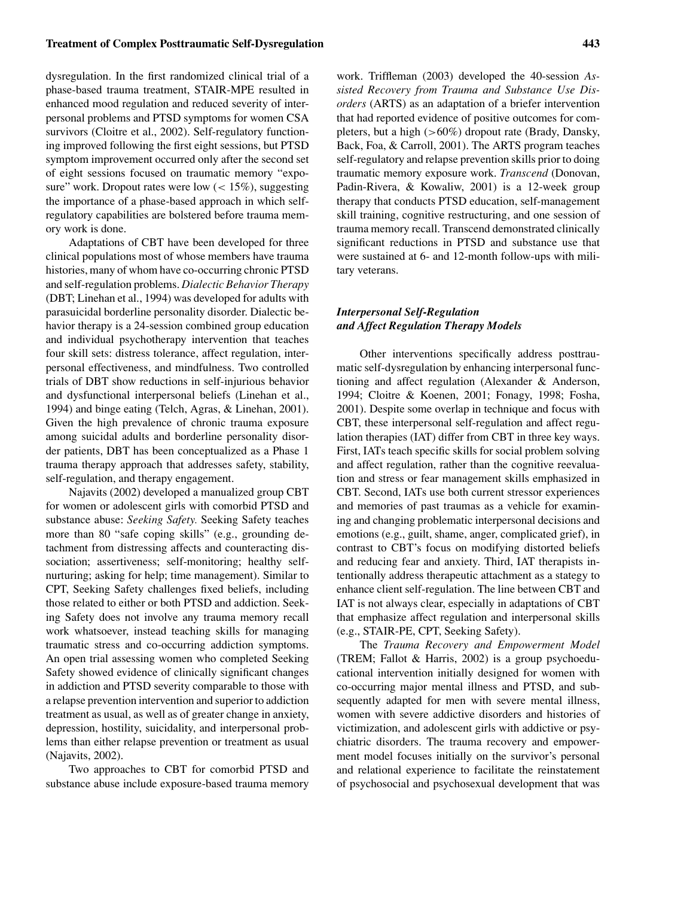dysregulation. In the first randomized clinical trial of a phase-based trauma treatment, STAIR-MPE resulted in enhanced mood regulation and reduced severity of interpersonal problems and PTSD symptoms for women CSA survivors (Cloitre et al., 2002). Self-regulatory functioning improved following the first eight sessions, but PTSD symptom improvement occurred only after the second set of eight sessions focused on traumatic memory "exposure" work. Dropout rates were low ($< 15\%$), suggesting the importance of a phase-based approach in which self-regulatory capabilities are bolstered before trauma memory work is done.

Adaptations of CBT have been developed for three clinical populations most of whose members have trauma histories, many of whom have co-occurring chronic PTSD and self-regulation problems. *Dialectic Behavior Therapy* (DBT; Linehan et al., 1994) was developed for adults with parasuicidal borderline personality disorder. Dialectic behavior therapy is a 24-session combined group education and individual psychotherapy intervention that teaches four skill sets: distress tolerance, affect regulation, interpersonal effectiveness, and mindfulness. Two controlled trials of DBT show reductions in self-injurious behavior and dysfunctional interpersonal beliefs (Linehan et al., 1994) and binge eating (Telch, Agras, & Linehan, 2001). Given the high prevalence of chronic trauma exposure among suicidal adults and borderline personality disorder patients, DBT has been conceptualized as a Phase 1 trauma therapy approach that addresses safety, stability, self-regulation, and therapy engagement.

Najavits (2002) developed a manualized group CBT for women or adolescent girls with comorbid PTSD and substance abuse: *Seeking Safety.* Seeking Safety teaches more than 80 "safe coping skills" (e.g., grounding detachment from distressing affects and counteracting dissociation; assertiveness; self-monitoring; healthy self-nurturing; asking for help; time management). Similar to CPT, Seeking Safety challenges fixed beliefs, including those related to either or both PTSD and addiction. Seeking Safety does not involve any trauma memory recall work whatsoever, instead teaching skills for managing traumatic stress and co-occurring addiction symptoms. An open trial assessing women who completed Seeking Safety showed evidence of clinically significant changes in addiction and PTSD severity comparable to those with a relapse prevention intervention and superior to addiction treatment as usual, as well as of greater change in anxiety, depression, hostility, suicidality, and interpersonal problems than either relapse prevention or treatment as usual (Najavits, 2002).

Two approaches to CBT for comorbid PTSD and substance abuse include exposure-based trauma memory work. Triffleman (2003) developed the 40-session *Assisted Recovery from Trauma and Substance Use Disorders* (ARTS) as an adaptation of a briefer intervention that had reported evidence of positive outcomes for completers, but a high ($>60\%$) dropout rate (Brady, Dansky, Back, Foa, & Carroll, 2001). The ARTS program teaches self-regulatory and relapse prevention skills prior to doing traumatic memory exposure work. *Transcend* (Donovan, Padin-Rivera, & Kowaliw, 2001) is a 12-week group therapy that conducts PTSD education, self-management skill training, cognitive restructuring, and one session of trauma memory recall. Transcend demonstrated clinically significant reductions in PTSD and substance use that were sustained at 6- and 12-month follow-ups with military veterans.

### *Interpersonal Self-Regulation and Affect Regulation Therapy Models*

Other interventions specifically address posttraumatic self-dysregulation by enhancing interpersonal functioning and affect regulation (Alexander & Anderson, 1994; Cloitre & Koenen, 2001; Fonagy, 1998; Fosha, 2001). Despite some overlap in technique and focus with CBT, these interpersonal self-regulation and affect regulation therapies (IAT) differ from CBT in three key ways. First, IATs teach specific skills for social problem solving and affect regulation, rather than the cognitive reevaluation and stress or fear management skills emphasized in CBT. Second, IATs use both current stressor experiences and memories of past traumas as a vehicle for examining and changing problematic interpersonal decisions and emotions (e.g., guilt, shame, anger, complicated grief), in contrast to CBT's focus on modifying distorted beliefs and reducing fear and anxiety. Third, IAT therapists intentionally address therapeutic attachment as a stategy to enhance client self-regulation. The line between CBT and IAT is not always clear, especially in adaptations of CBT that emphasize affect regulation and interpersonal skills (e.g., STAIR-PE, CPT, Seeking Safety).

The *Trauma Recovery and Empowerment Model* (TREM; Fallot & Harris, 2002) is a group psychoeducational intervention initially designed for women with co-occurring major mental illness and PTSD, and subsequently adapted for men with severe mental illness, women with severe addictive disorders and histories of victimization, and adolescent girls with addictive or psychiatric disorders. The trauma recovery and empowerment model focuses initially on the survivor's personal and relational experience to facilitate the reinstatement of psychosocial and psychosexual development that was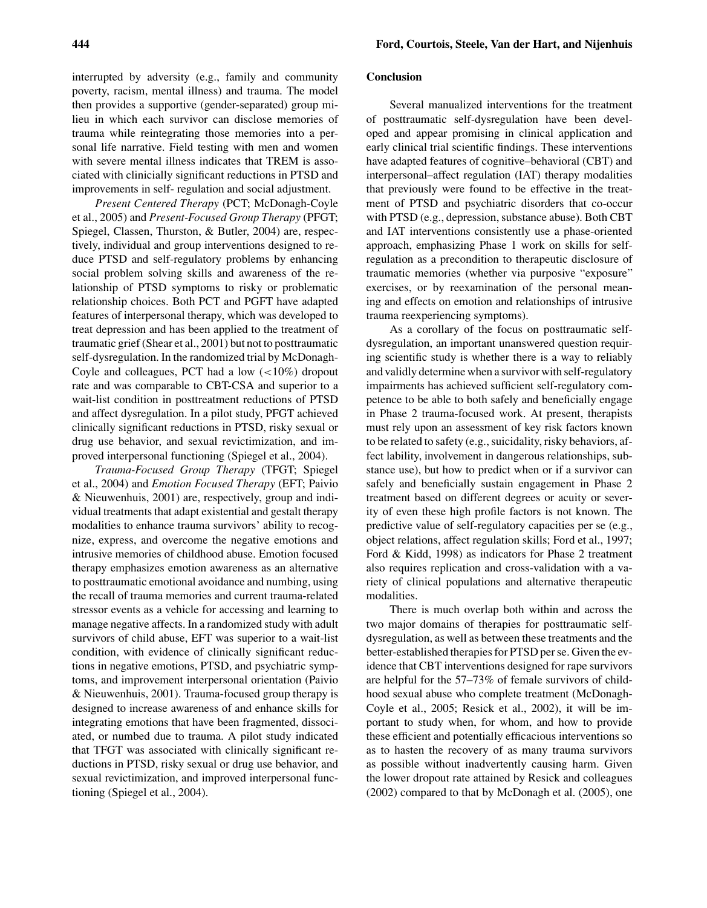interrupted by adversity (e.g., family and community poverty, racism, mental illness) and trauma. The model then provides a supportive (gender-separated) group milieu in which each survivor can disclose memories of trauma while reintegrating those memories into a personal life narrative. Field testing with men and women with severe mental illness indicates that TREM is associated with clinically significant reductions in PTSD and improvements in self- regulation and social adjustment.

*Present Centered Therapy* (PCT; McDonagh-Coyle et al., 2005) and *Present-Focused Group Therapy* (PFGT; Spiegel, Classen, Thurston, & Butler, 2004) are, respectively, individual and group interventions designed to reduce PTSD and self-regulatory problems by enhancing social problem solving skills and awareness of the relationship of PTSD symptoms to risky or problematic relationship choices. Both PCT and PGFT have adapted features of interpersonal therapy, which was developed to treat depression and has been applied to the treatment of traumatic grief (Shear et al., 2001) but not to posttraumatic self-dysregulation. In the randomized trial by McDonagh-Coyle and colleagues, PCT had a low (<10%) dropout rate and was comparable to CBT-CSA and superior to a wait-list condition in posttreatment reductions of PTSD and affect dysregulation. In a pilot study, PFGT achieved clinically significant reductions in PTSD, risky sexual or drug use behavior, and sexual revictimization, and improved interpersonal functioning (Spiegel et al., 2004).

*Trauma-Focused Group Therapy* (TFGT; Spiegel et al., 2004) and *Emotion Focused Therapy* (EFT; Paivio & Nieuwenhuis, 2001) are, respectively, group and individual treatments that adapt existential and gestalt therapy modalities to enhance trauma survivors' ability to recognize, express, and overcome the negative emotions and intrusive memories of childhood abuse. Emotion focused therapy emphasizes emotion awareness as an alternative to posttraumatic emotional avoidance and numbing, using the recall of trauma memories and current trauma-related stressor events as a vehicle for accessing and learning to manage negative affects. In a randomized study with adult survivors of child abuse, EFT was superior to a wait-list condition, with evidence of clinically significant reductions in negative emotions, PTSD, and psychiatric symptoms, and improvement interpersonal orientation (Paivio & Nieuwenhuis, 2001). Trauma-focused group therapy is designed to increase awareness of and enhance skills for integrating emotions that have been fragmented, dissociated, or numbed due to trauma. A pilot study indicated that TFGT was associated with clinically significant reductions in PTSD, risky sexual or drug use behavior, and sexual revictimization, and improved interpersonal functioning (Spiegel et al., 2004).

## Conclusion

Several manualized interventions for the treatment of posttraumatic self-dysregulation have been developed and appear promising in clinical application and early clinical trial scientific findings. These interventions have adapted features of cognitive–behavioral (CBT) and interpersonal–affect regulation (IAT) therapy modalities that previously were found to be effective in the treatment of PTSD and psychiatric disorders that co-occur with PTSD (e.g., depression, substance abuse). Both CBT and IAT interventions consistently use a phase-oriented approach, emphasizing Phase 1 work on skills for self-regulation as a precondition to therapeutic disclosure of traumatic memories (whether via purposive "exposure" exercises, or by reexamination of the personal meaning and effects on emotion and relationships of intrusive trauma reexperiencing symptoms).

As a corollary of the focus on posttraumatic self-dysregulation, an important unanswered question requiring scientific study is whether there is a way to reliably and validly determine when a survivor with self-regulatory impairments has achieved sufficient self-regulatory competence to be able to both safely and beneficially engage in Phase 2 trauma-focused work. At present, therapists must rely upon an assessment of key risk factors known to be related to safety (e.g., suicidality, risky behaviors, affect lability, involvement in dangerous relationships, substance use), but how to predict when or if a survivor can safely and beneficially sustain engagement in Phase 2 treatment based on different degrees or acuity or severity of even these high profile factors is not known. The predictive value of self-regulatory capacities per se (e.g., object relations, affect regulation skills; Ford et al., 1997; Ford & Kidd, 1998) as indicators for Phase 2 treatment also requires replication and cross-validation with a variety of clinical populations and alternative therapeutic modalities.

There is much overlap both within and across the two major domains of therapies for posttraumatic self-dysregulation, as well as between these treatments and the better-established therapies for PTSD per se. Given the evidence that CBT interventions designed for rape survivors are helpful for the 57–73% of female survivors of childhood sexual abuse who complete treatment (McDonagh-Coyle et al., 2005; Resick et al., 2002), it will be important to study when, for whom, and how to provide these efficient and potentially efficacious interventions so as to hasten the recovery of as many trauma survivors as possible without inadvertently causing harm. Given the lower dropout rate attained by Resick and colleagues (2002) compared to that by McDonagh et al. (2005), one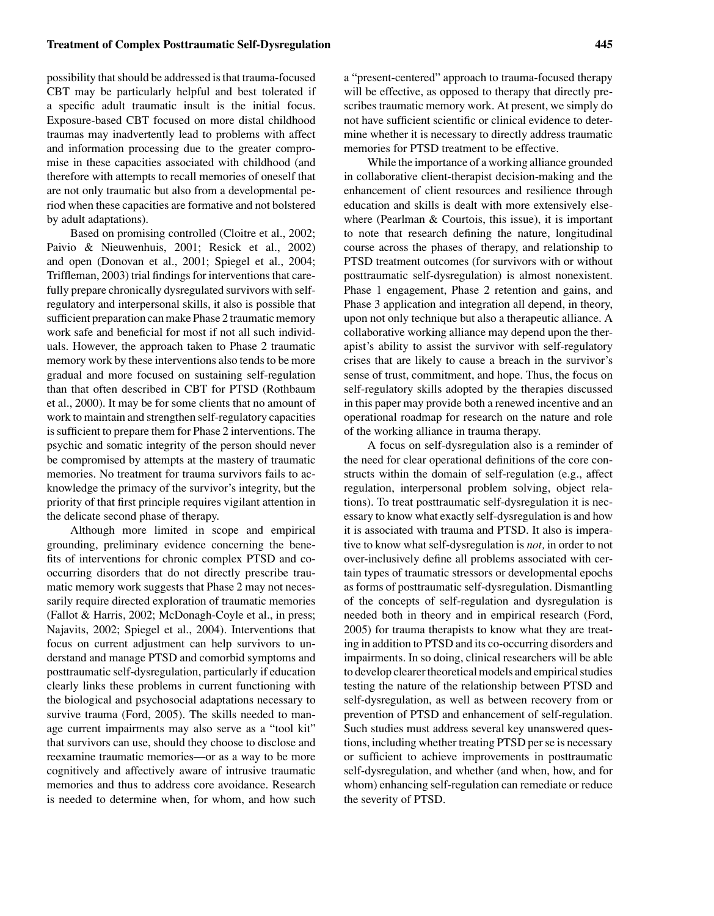possibility that should be addressed is that trauma-focused CBT may be particularly helpful and best tolerated if a specific adult traumatic insult is the initial focus. Exposure-based CBT focused on more distal childhood traumas may inadvertently lead to problems with affect and information processing due to the greater compromise in these capacities associated with childhood (and therefore with attempts to recall memories of oneself that are not only traumatic but also from a developmental period when these capacities are formative and not bolstered by adult adaptations).

Based on promising controlled (Cloitre et al., 2002; Paivio & Nieuwenhuis, 2001; Resick et al., 2002) and open (Donovan et al., 2001; Spiegel et al., 2004; Triffleman, 2003) trial findings for interventions that carefully prepare chronically dysregulated survivors with self-regulatory and interpersonal skills, it also is possible that sufficient preparation can make Phase 2 traumatic memory work safe and beneficial for most if not all such individuals. However, the approach taken to Phase 2 traumatic memory work by these interventions also tends to be more gradual and more focused on sustaining self-regulation than that often described in CBT for PTSD (Rothbaum et al., 2000). It may be for some clients that no amount of work to maintain and strengthen self-regulatory capacities is sufficient to prepare them for Phase 2 interventions. The psychic and somatic integrity of the person should never be compromised by attempts at the mastery of traumatic memories. No treatment for trauma survivors fails to acknowledge the primacy of the survivor's integrity, but the priority of that first principle requires vigilant attention in the delicate second phase of therapy.

Although more limited in scope and empirical grounding, preliminary evidence concerning the benefits of interventions for chronic complex PTSD and co-occurring disorders that do not directly prescribe traumatic memory work suggests that Phase 2 may not necessarily require directed exploration of traumatic memories (Fallot & Harris, 2002; McDonagh-Coyle et al., in press; Najavits, 2002; Spiegel et al., 2004). Interventions that focus on current adjustment can help survivors to understand and manage PTSD and comorbid symptoms and posttraumatic self-dysregulation, particularly if education clearly links these problems in current functioning with the biological and psychosocial adaptations necessary to survive trauma (Ford, 2005). The skills needed to manage current impairments may also serve as a "tool kit" that survivors can use, should they choose to disclose and reexamine traumatic memories—or as a way to be more cognitively and affectively aware of intrusive traumatic memories and thus to address core avoidance. Research is needed to determine when, for whom, and how such a "present-centered" approach to trauma-focused therapy will be effective, as opposed to therapy that directly prescribes traumatic memory work. At present, we simply do not have sufficient scientific or clinical evidence to determine whether it is necessary to directly address traumatic memories for PTSD treatment to be effective.

While the importance of a working alliance grounded in collaborative client-therapist decision-making and the enhancement of client resources and resilience through education and skills is dealt with more extensively elsewhere (Pearlman & Courtois, this issue), it is important to note that research defining the nature, longitudinal course across the phases of therapy, and relationship to PTSD treatment outcomes (for survivors with or without posttraumatic self-dysregulation) is almost nonexistent. Phase 1 engagement, Phase 2 retention and gains, and Phase 3 application and integration all depend, in theory, upon not only technique but also a therapeutic alliance. A collaborative working alliance may depend upon the therapist's ability to assist the survivor with self-regulatory crises that are likely to cause a breach in the survivor's sense of trust, commitment, and hope. Thus, the focus on self-regulatory skills adopted by the therapies discussed in this paper may provide both a renewed incentive and an operational roadmap for research on the nature and role of the working alliance in trauma therapy.

A focus on self-dysregulation also is a reminder of the need for clear operational definitions of the core constructs within the domain of self-regulation (e.g., affect regulation, interpersonal problem solving, object relations). To treat posttraumatic self-dysregulation it is necessary to know what exactly self-dysregulation is and how it is associated with trauma and PTSD. It also is imperative to know what self-dysregulation is *not,* in order to not over-inclusively define all problems associated with certain types of traumatic stressors or developmental epochs as forms of posttraumatic self-dysregulation. Dismantling of the concepts of self-regulation and dysregulation is needed both in theory and in empirical research (Ford, 2005) for trauma therapists to know what they are treating in addition to PTSD and its co-occurring disorders and impairments. In so doing, clinical researchers will be able to develop clearer theoretical models and empirical studies testing the nature of the relationship between PTSD and self-dysregulation, as well as between recovery from or prevention of PTSD and enhancement of self-regulation. Such studies must address several key unanswered questions, including whether treating PTSD per se is necessary or sufficient to achieve improvements in posttraumatic self-dysregulation, and whether (and when, how, and for whom) enhancing self-regulation can remediate or reduce the severity of PTSD.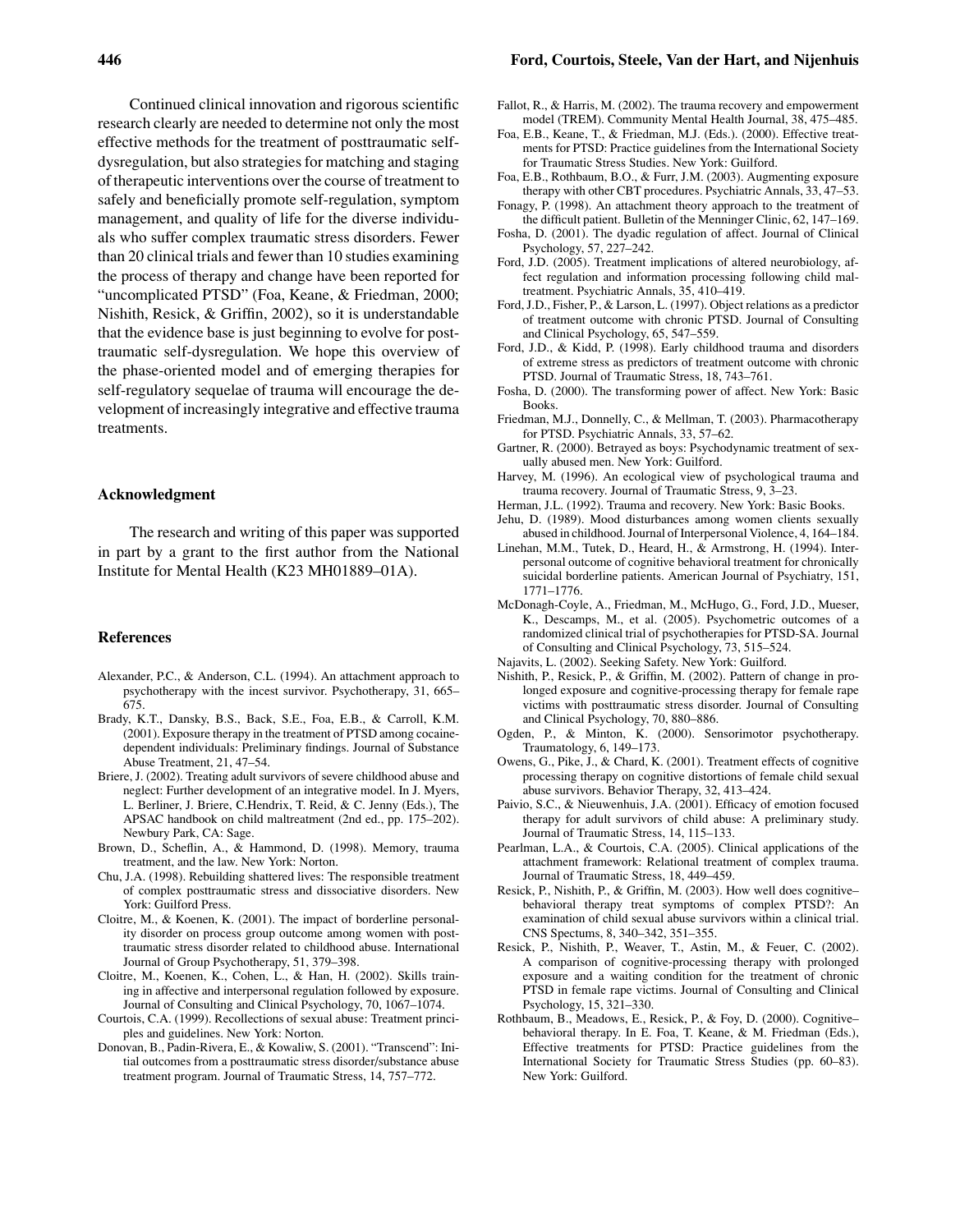Continued clinical innovation and rigorous scientific research clearly are needed to determine not only the most effective methods for the treatment of posttraumatic self-dysregulation, but also strategies for matching and staging of therapeutic interventions over the course of treatment to safely and beneficially promote self-regulation, symptom management, and quality of life for the diverse individuals who suffer complex traumatic stress disorders. Fewer than 20 clinical trials and fewer than 10 studies examining the process of therapy and change have been reported for "uncomplicated PTSD" (Foa, Keane, & Friedman, 2000; Nishith, Resick, & Griffin, 2002), so it is understandable that the evidence base is just beginning to evolve for post-traumatic self-dysregulation. We hope this overview of the phase-oriented model and of emerging therapies for self-regulatory sequelae of trauma will encourage the development of increasingly integrative and effective trauma treatments.

## Acknowledgment

The research and writing of this paper was supported in part by a grant to the first author from the National Institute for Mental Health (K23 MH01889–01A).

## References

Alexander, P.C., & Anderson, C.L. (1994). An attachment approach to psychotherapy with the incest survivor. Psychotherapy, 31, 665–675.

Brady, K.T., Dansky, B.S., Back, S.E., Foa, E.B., & Carroll, K.M. (2001). Exposure therapy in the treatment of PTSD among cocaine-dependent individuals: Preliminary findings. Journal of Substance Abuse Treatment, 21, 47–54.

Briere, J. (2002). Treating adult survivors of severe childhood abuse and neglect: Further development of an integrative model. In J. Myers, L. Berliner, J. Briere, C.Hendrix, T. Reid, & C. Jenny (Eds.), The APSAC handbook on child maltreatment (2nd ed., pp. 175–202). Newbury Park, CA: Sage.

Brown, D., Scheflin, A., & Hammond, D. (1998). Memory, trauma treatment, and the law. New York: Norton.

Chu, J.A. (1998). Rebuilding shattered lives: The responsible treatment of complex posttraumatic stress and dissociative disorders. New York: Guilford Press.

Cloitre, M., & Koenen, K. (2001). The impact of borderline personality disorder on process group outcome among women with post-traumatic stress disorder related to childhood abuse. International Journal of Group Psychotherapy, 51, 379–398.

Cloitre, M., Koenen, K., Cohen, L., & Han, H. (2002). Skills training in affective and interpersonal regulation followed by exposure. Journal of Consulting and Clinical Psychology, 70, 1067–1074.

Courtois, C.A. (1999). Recollections of sexual abuse: Treatment principles and guidelines. New York: Norton.

Donovan, B., Padin-Rivera, E., & Kowaliw, S. (2001). "Transcend": Initial outcomes from a posttraumatic stress disorder/substance abuse treatment program. Journal of Traumatic Stress, 14, 757–772.

Fallot, R., & Harris, M. (2002). The trauma recovery and empowerment model (TREM). Community Mental Health Journal, 38, 475–485.

Foa, E.B., Keane, T., & Friedman, M.J. (Eds.). (2000). Effective treatments for PTSD: Practice guidelines from the International Society for Traumatic Stress Studies. New York: Guilford.

Foa, E.B., Rothbaum, B.O., & Furr, J.M. (2003). Augmenting exposure therapy with other CBT procedures. Psychiatric Annals, 33, 47–53.

Fonagy, P. (1998). An attachment theory approach to the treatment of the difficult patient. Bulletin of the Menninger Clinic, 62, 147–169.

Fosha, D. (2001). The dyadic regulation of affect. Journal of Clinical Psychology, 57, 227–242.

Ford, J.D. (2005). Treatment implications of altered neurobiology, affect regulation and information processing following child maltreatment. Psychiatric Annals, 35, 410–419.

Ford, J.D., Fisher, P., & Larson, L. (1997). Object relations as a predictor of treatment outcome with chronic PTSD. Journal of Consulting and Clinical Psychology, 65, 547–559.

Ford, J.D., & Kidd, P. (1998). Early childhood trauma and disorders of extreme stress as predictors of treatment outcome with chronic PTSD. Journal of Traumatic Stress, 18, 743–761.

Fosha, D. (2000). The transforming power of affect. New York: Basic Books.

Friedman, M.J., Donnelly, C., & Mellman, T. (2003). Pharmacotherapy for PTSD. Psychiatric Annals, 33, 57–62.

Gartner, R. (2000). Betrayed as boys: Psychodynamic treatment of sexually abused men. New York: Guilford.

Harvey, M. (1996). An ecological view of psychological trauma and trauma recovery. Journal of Traumatic Stress, 9, 3–23.

Herman, J.L. (1992). Trauma and recovery. New York: Basic Books.

Jehu, D. (1989). Mood disturbances among women clients sexually abused in childhood. Journal of Interpersonal Violence, 4, 164–184.

Linehan, M.M., Tutek, D., Heard, H., & Armstrong, H. (1994). Interpersonal outcome of cognitive behavioral treatment for chronically suicidal borderline patients. American Journal of Psychiatry, 151, 1771–1776.

McDonagh-Coyle, A., Friedman, M., McHugo, G., Ford, J.D., Mueser, K., Descamps, M., et al. (2005). Psychometric outcomes of a randomized clinical trial of psychotherapies for PTSD-SA. Journal of Consulting and Clinical Psychology, 73, 515–524.

Najavits, L. (2002). Seeking Safety. New York: Guilford.

Nishith, P., Resick, P., & Griffin, M. (2002). Pattern of change in prolonged exposure and cognitive-processing therapy for female rape victims with posttraumatic stress disorder. Journal of Consulting and Clinical Psychology, 70, 880–886.

Ogden, P., & Minton, K. (2000). Sensorimotor psychotherapy. Traumatology, 6, 149–173.

Owens, G., Pike, J., & Chard, K. (2001). Treatment effects of cognitive processing therapy on cognitive distortions of female child sexual abuse survivors. Behavior Therapy, 32, 413–424.

Paivio, S.C., & Nieuwenhuis, J.A. (2001). Efficacy of emotion focused therapy for adult survivors of child abuse: A preliminary study. Journal of Traumatic Stress, 14, 115–133.

Pearlman, L.A., & Courtois, C.A. (2005). Clinical applications of the attachment framework: Relational treatment of complex trauma. Journal of Traumatic Stress, 18, 449–459.

Resick, P., Nishith, P., & Griffin, M. (2003). How well does cognitive–behavioral therapy treat symptoms of complex PTSD?: An examination of child sexual abuse survivors within a clinical trial. CNS Spectums, 8, 340–342, 351–355.

Resick, P., Nishith, P., Weaver, T., Astin, M., & Feuer, C. (2002). A comparison of cognitive-processing therapy with prolonged exposure and a waiting condition for the treatment of chronic PTSD in female rape victims. Journal of Consulting and Clinical Psychology, 15, 321–330.

Rothbaum, B., Meadows, E., Resick, P., & Foy, D. (2000). Cognitive–behavioral therapy. In E. Foa, T. Keane, & M. Friedman (Eds.), Effective treatments for PTSD: Practice guidelines from the International Society for Traumatic Stress Studies (pp. 60–83). New York: Guilford.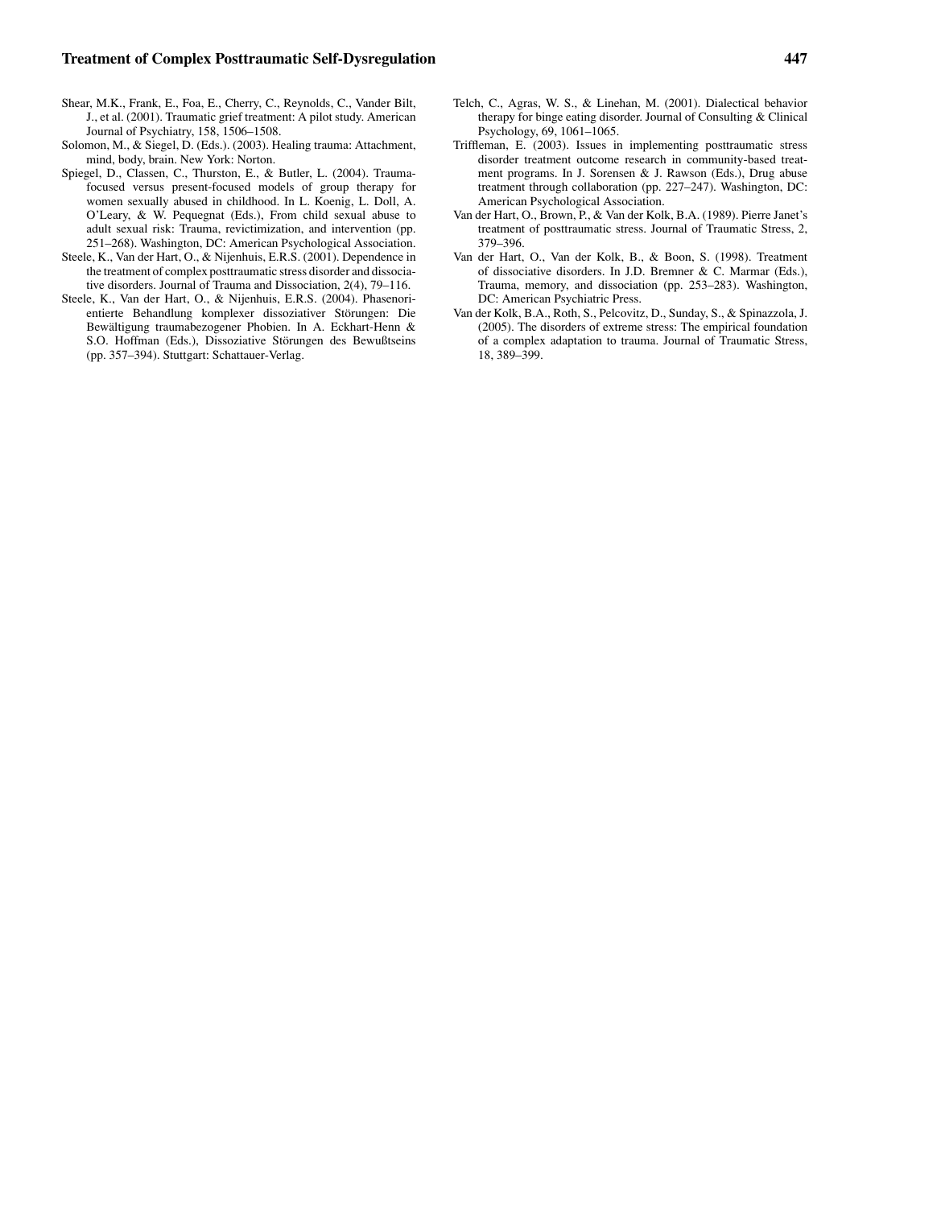Shear, M.K., Frank, E., Foa, E., Cherry, C., Reynolds, C., Vander Bilt, J., et al. (2001). Traumatic grief treatment: A pilot study. American Journal of Psychiatry, 158, 1506–1508.

Solomon, M., & Siegel, D. (Eds.). (2003). Healing trauma: Attachment, mind, body, brain. New York: Norton.

Spiegel, D., Classen, C., Thurston, E., & Butler, L. (2004). Trauma-focused versus present-focused models of group therapy for women sexually abused in childhood. In L. Koenig, L. Doll, A. O'Leary, & W. Pequegnat (Eds.), From child sexual abuse to adult sexual risk: Trauma, revictimization, and intervention (pp. 251–268). Washington, DC: American Psychological Association.

Steele, K., Van der Hart, O., & Nijenhuis, E.R.S. (2001). Dependence in the treatment of complex posttraumatic stress disorder and dissociative disorders. Journal of Trauma and Dissociation, 2(4), 79–116.

Steele, K., Van der Hart, O., & Nijenhuis, E.R.S. (2004). Phasenorientierte Behandlung komplexer dissoziativer Störungen: Die Bewältigung traumabezogener Phobien. In A. Eckhart-Henn & S.O. Hoffman (Eds.), Dissoziative Störungen des Bewußtseins (pp. 357–394). Stuttgart: Schattauer-Verlag.

Telch, C., Agras, W. S., & Linehan, M. (2001). Dialectical behavior therapy for binge eating disorder. Journal of Consulting & Clinical Psychology, 69, 1061–1065.

Triffleman, E. (2003). Issues in implementing posttraumatic stress disorder treatment outcome research in community-based treatment programs. In J. Sorensen & J. Rawson (Eds.), Drug abuse treatment through collaboration (pp. 227–247). Washington, DC: American Psychological Association.

Van der Hart, O., Brown, P., & Van der Kolk, B.A. (1989). Pierre Janet's treatment of posttraumatic stress. Journal of Traumatic Stress, 2, 379–396.

Van der Hart, O., Van der Kolk, B., & Boon, S. (1998). Treatment of dissociative disorders. In J.D. Bremner & C. Marmar (Eds.), Trauma, memory, and dissociation (pp. 253–283). Washington, DC: American Psychiatric Press.

Van der Kolk, B.A., Roth, S., Pelcovitz, D., Sunday, S., & Spinazzola, J. (2005). The disorders of extreme stress: The empirical foundation of a complex adaptation to trauma. Journal of Traumatic Stress, 18, 389–399.